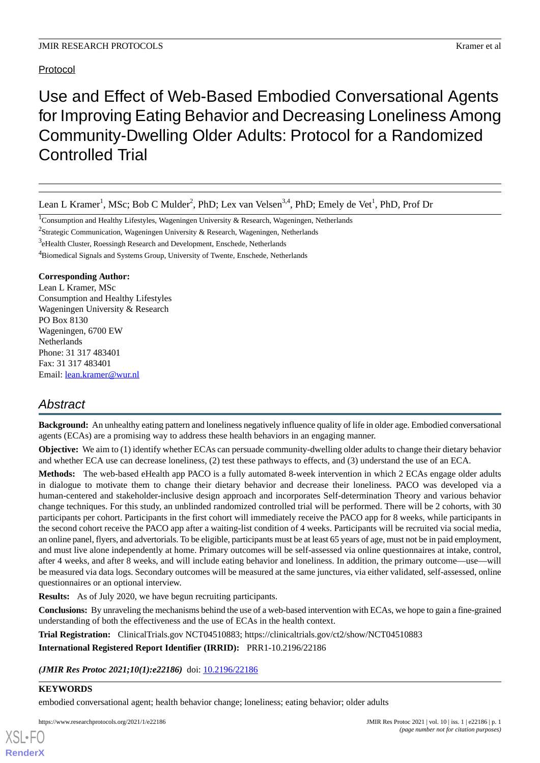Protocol

# Use and Effect of Web-Based Embodied Conversational Agents for Improving Eating Behavior and Decreasing Loneliness Among Community-Dwelling Older Adults: Protocol for a Randomized Controlled Trial

Lean L Kramer[1], MSc; Bob C Mulder[2], PhD; Lex van Velsen[3,4], PhD; Emely de Vet[1], PhD, Prof Dr

[1]Consumption and Healthy Lifestyles, Wageningen University & Research, Wageningen, Netherlands

[2]Strategic Communication, Wageningen University & Research, Wageningen, Netherlands

[3]eHealth Cluster, Roessingh Research and Development, Enschede, Netherlands

[4]Biomedical Signals and Systems Group, University of Twente, Enschede, Netherlands

**Corresponding Author:**
Lean L Kramer, MSc
Consumption and Healthy Lifestyles
Wageningen University & Research
PO Box 8130
Wageningen, 6700 EW
Netherlands
Phone: 31 317 483401
Fax: 31 317 483401
Email: lean.kramer@wur.nl

## Abstract

**Background:** An unhealthy eating pattern and loneliness negatively influence quality of life in older age. Embodied conversational agents (ECAs) are a promising way to address these health behaviors in an engaging manner.

**Objective:** We aim to (1) identify whether ECAs can persuade community-dwelling older adults to change their dietary behavior and whether ECA use can decrease loneliness, (2) test these pathways to effects, and (3) understand the use of an ECA.

**Methods:** The web-based eHealth app PACO is a fully automated 8-week intervention in which 2 ECAs engage older adults in dialogue to motivate them to change their dietary behavior and decrease their loneliness. PACO was developed via a human-centered and stakeholder-inclusive design approach and incorporates Self-determination Theory and various behavior change techniques. For this study, an unblinded randomized controlled trial will be performed. There will be 2 cohorts, with 30 participants per cohort. Participants in the first cohort will immediately receive the PACO app for 8 weeks, while participants in the second cohort receive the PACO app after a waiting-list condition of 4 weeks. Participants will be recruited via social media, an online panel, flyers, and advertorials. To be eligible, participants must be at least 65 years of age, must not be in paid employment, and must live alone independently at home. Primary outcomes will be self-assessed via online questionnaires at intake, control, after 4 weeks, and after 8 weeks, and will include eating behavior and loneliness. In addition, the primary outcome—use—will be measured via data logs. Secondary outcomes will be measured at the same junctures, via either validated, self-assessed, online questionnaires or an optional interview.

**Results:** As of July 2020, we have begun recruiting participants.

**Conclusions:** By unraveling the mechanisms behind the use of a web-based intervention with ECAs, we hope to gain a fine-grained understanding of both the effectiveness and the use of ECAs in the health context.

**Trial Registration:** ClinicalTrials.gov NCT04510883; https://clinicaltrials.gov/ct2/show/NCT04510883

**International Registered Report Identifier (IRRID):** PRR1-10.2196/22186

***(JMIR Res Protoc 2021;10(1):e22186)*** doi: 10.2196/22186

**KEYWORDS**

embodied conversational agent; health behavior change; loneliness; eating behavior; older adults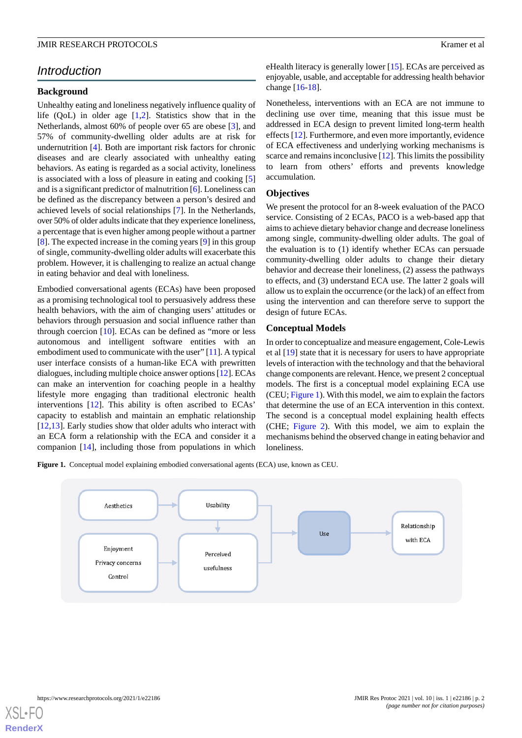## Introduction

### Background

Unhealthy eating and loneliness negatively influence quality of life (QoL) in older age [1,2]. Statistics show that in the Netherlands, almost 60% of people over 65 are obese [3], and 57% of community-dwelling older adults are at risk for undernutrition [4]. Both are important risk factors for chronic diseases and are clearly associated with unhealthy eating behaviors. As eating is regarded as a social activity, loneliness is associated with a loss of pleasure in eating and cooking [5] and is a significant predictor of malnutrition [6]. Loneliness can be defined as the discrepancy between a person's desired and achieved levels of social relationships [7]. In the Netherlands, over 50% of older adults indicate that they experience loneliness, a percentage that is even higher among people without a partner [8]. The expected increase in the coming years [9] in this group of single, community-dwelling older adults will exacerbate this problem. However, it is challenging to realize an actual change in eating behavior and deal with loneliness.

Embodied conversational agents (ECAs) have been proposed as a promising technological tool to persuasively address these health behaviors, with the aim of changing users' attitudes or behaviors through persuasion and social influence rather than through coercion [10]. ECAs can be defined as "more or less autonomous and intelligent software entities with an embodiment used to communicate with the user" [11]. A typical user interface consists of a human-like ECA with prewritten dialogues, including multiple choice answer options [12]. ECAs can make an intervention for coaching people in a healthy lifestyle more engaging than traditional electronic health interventions [12]. This ability is often ascribed to ECAs' capacity to establish and maintain an emphatic relationship [12,13]. Early studies show that older adults who interact with an ECA form a relationship with the ECA and consider it a companion [14], including those from populations in which eHealth literacy is generally lower [15]. ECAs are perceived as enjoyable, usable, and acceptable for addressing health behavior change [16-18].

Nonetheless, interventions with an ECA are not immune to declining use over time, meaning that this issue must be addressed in ECA design to prevent limited long-term health effects [12]. Furthermore, and even more importantly, evidence of ECA effectiveness and underlying working mechanisms is scarce and remains inconclusive [12]. This limits the possibility to learn from others' efforts and prevents knowledge accumulation.

### Objectives

We present the protocol for an 8-week evaluation of the PACO service. Consisting of 2 ECAs, PACO is a web-based app that aims to achieve dietary behavior change and decrease loneliness among single, community-dwelling older adults. The goal of the evaluation is to (1) identify whether ECAs can persuade community-dwelling older adults to change their dietary behavior and decrease their loneliness, (2) assess the pathways to effects, and (3) understand ECA use. The latter 2 goals will allow us to explain the occurrence (or the lack) of an effect from using the intervention and can therefore serve to support the design of future ECAs.

### Conceptual Models

In order to conceptualize and measure engagement, Cole-Lewis et al [19] state that it is necessary for users to have appropriate levels of interaction with the technology and that the behavioral change components are relevant. Hence, we present 2 conceptual models. The first is a conceptual model explaining ECA use (CEU; Figure 1). With this model, we aim to explain the factors that determine the use of an ECA intervention in this context. The second is a conceptual model explaining health effects (CHE; Figure 2). With this model, we aim to explain the mechanisms behind the observed change in eating behavior and loneliness.

**Figure 1.** Conceptual model explaining embodied conversational agents (ECA) use, known as CEU.

Aesthetics → Usability; Usability → Perceived usefulness; Enjoyment, Privacy concerns, Control → Perceived usefulness; Usability, Perceived usefulness → Use → Relationship with ECA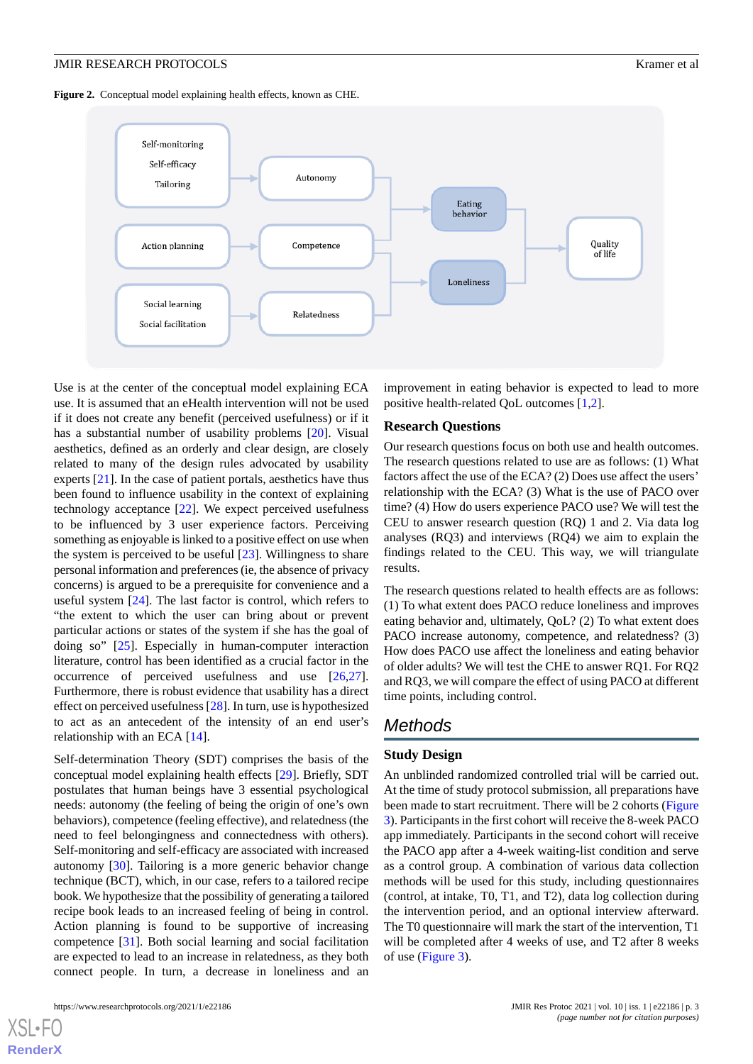**Figure 2.** Conceptual model explaining health effects, known as CHE.

Use is at the center of the conceptual model explaining ECA use. It is assumed that an eHealth intervention will not be used if it does not create any benefit (perceived usefulness) or if it has a substantial number of usability problems [20]. Visual aesthetics, defined as an orderly and clear design, are closely related to many of the design rules advocated by usability experts [21]. In the case of patient portals, aesthetics have thus been found to influence usability in the context of explaining technology acceptance [22]. We expect perceived usefulness to be influenced by 3 user experience factors. Perceiving something as enjoyable is linked to a positive effect on use when the system is perceived to be useful [23]. Willingness to share personal information and preferences (ie, the absence of privacy concerns) is argued to be a prerequisite for convenience and a useful system [24]. The last factor is control, which refers to "the extent to which the user can bring about or prevent particular actions or states of the system if she has the goal of doing so" [25]. Especially in human-computer interaction literature, control has been identified as a crucial factor in the occurrence of perceived usefulness and use [26,27]. Furthermore, there is robust evidence that usability has a direct effect on perceived usefulness [28]. In turn, use is hypothesized to act as an antecedent of the intensity of an end user's relationship with an ECA [14].

Self-determination Theory (SDT) comprises the basis of the conceptual model explaining health effects [29]. Briefly, SDT postulates that human beings have 3 essential psychological needs: autonomy (the feeling of being the origin of one's own behaviors), competence (feeling effective), and relatedness (the need to feel belongingness and connectedness with others). Self-monitoring and self-efficacy are associated with increased autonomy [30]. Tailoring is a more generic behavior change technique (BCT), which, in our case, refers to a tailored recipe book. We hypothesize that the possibility of generating a tailored recipe book leads to an increased feeling of being in control. Action planning is found to be supportive of increasing competence [31]. Both social learning and social facilitation are expected to lead to an increase in relatedness, as they both connect people. In turn, a decrease in loneliness and an improvement in eating behavior is expected to lead to more positive health-related QoL outcomes [1,2].

## Research Questions

Our research questions focus on both use and health outcomes. The research questions related to use are as follows: (1) What factors affect the use of the ECA? (2) Does use affect the users' relationship with the ECA? (3) What is the use of PACO over time? (4) How do users experience PACO use? We will test the CEU to answer research question (RQ) 1 and 2. Via data log analyses (RQ3) and interviews (RQ4) we aim to explain the findings related to the CEU. This way, we will triangulate results.

The research questions related to health effects are as follows: (1) To what extent does PACO reduce loneliness and improves eating behavior and, ultimately, QoL? (2) To what extent does PACO increase autonomy, competence, and relatedness? (3) How does PACO use affect the loneliness and eating behavior of older adults? We will test the CHE to answer RQ1. For RQ2 and RQ3, we will compare the effect of using PACO at different time points, including control.

# Methods

## Study Design

An unblinded randomized controlled trial will be carried out. At the time of study protocol submission, all preparations have been made to start recruitment. There will be 2 cohorts (Figure 3). Participants in the first cohort will receive the 8-week PACO app immediately. Participants in the second cohort will receive the PACO app after a 4-week waiting-list condition and serve as a control group. A combination of various data collection methods will be used for this study, including questionnaires (control, at intake, T0, T1, and T2), data log collection during the intervention period, and an optional interview afterward. The T0 questionnaire will mark the start of the intervention, T1 will be completed after 4 weeks of use, and T2 after 8 weeks of use (Figure 3).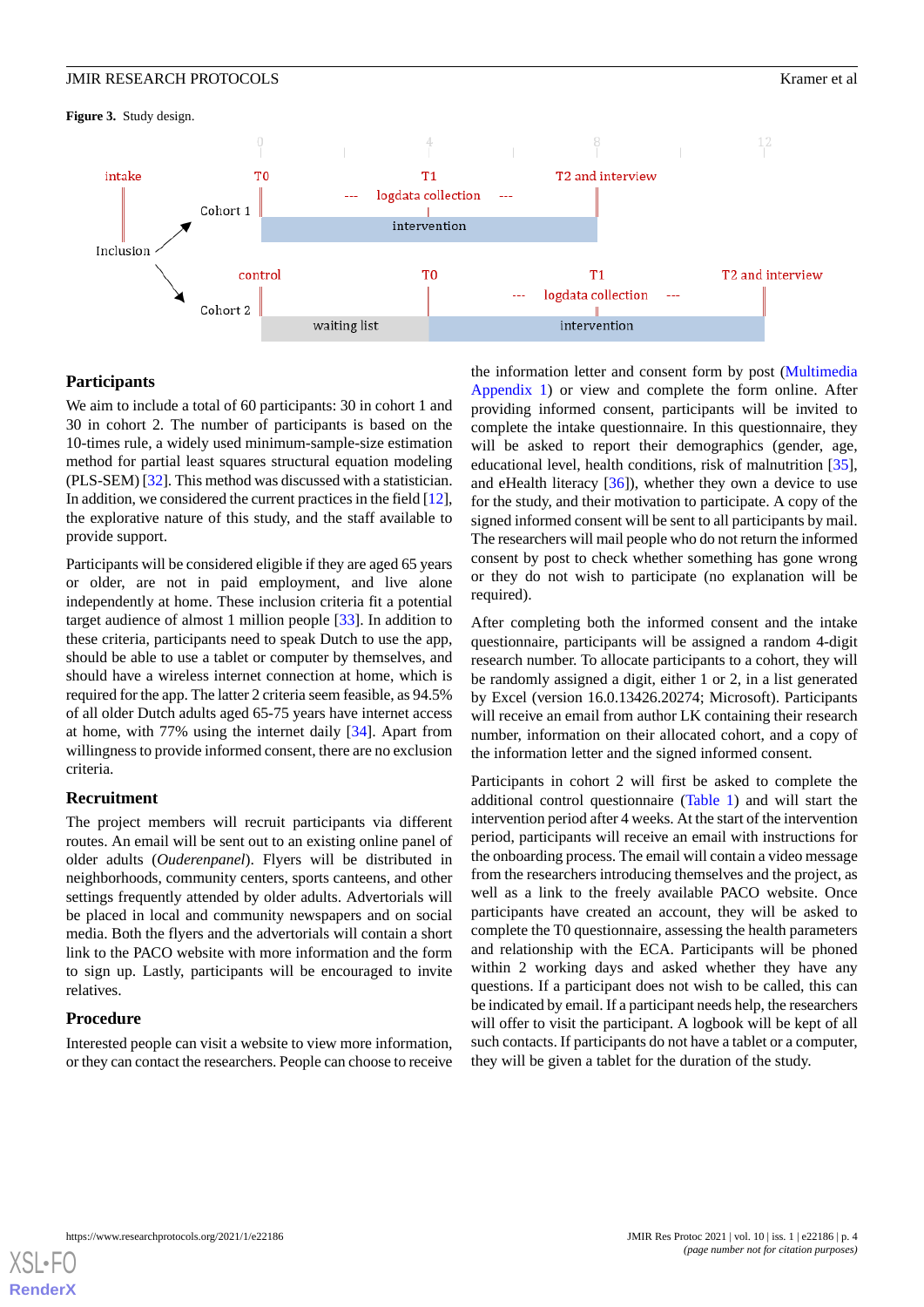**Figure 3.** Study design.

## Participants

We aim to include a total of 60 participants: 30 in cohort 1 and 30 in cohort 2. The number of participants is based on the 10-times rule, a widely used minimum-sample-size estimation method for partial least squares structural equation modeling (PLS-SEM) [32]. This method was discussed with a statistician. In addition, we considered the current practices in the field [12], the explorative nature of this study, and the staff available to provide support.

Participants will be considered eligible if they are aged 65 years or older, are not in paid employment, and live alone independently at home. These inclusion criteria fit a potential target audience of almost 1 million people [33]. In addition to these criteria, participants need to speak Dutch to use the app, should be able to use a tablet or computer by themselves, and should have a wireless internet connection at home, which is required for the app. The latter 2 criteria seem feasible, as 94.5% of all older Dutch adults aged 65-75 years have internet access at home, with 77% using the internet daily [34]. Apart from willingness to provide informed consent, there are no exclusion criteria.

## Recruitment

The project members will recruit participants via different routes. An email will be sent out to an existing online panel of older adults (*Ouderenpanel*). Flyers will be distributed in neighborhoods, community centers, sports canteens, and other settings frequently attended by older adults. Advertorials will be placed in local and community newspapers and on social media. Both the flyers and the advertorials will contain a short link to the PACO website with more information and the form to sign up. Lastly, participants will be encouraged to invite relatives.

## Procedure

Interested people can visit a website to view more information, or they can contact the researchers. People can choose to receive the information letter and consent form by post (Multimedia Appendix 1) or view and complete the form online. After providing informed consent, participants will be invited to complete the intake questionnaire. In this questionnaire, they will be asked to report their demographics (gender, age, educational level, health conditions, risk of malnutrition [35], and eHealth literacy [36]), whether they own a device to use for the study, and their motivation to participate. A copy of the signed informed consent will be sent to all participants by mail. The researchers will mail people who do not return the informed consent by post to check whether something has gone wrong or they do not wish to participate (no explanation will be required).

After completing both the informed consent and the intake questionnaire, participants will be assigned a random 4-digit research number. To allocate participants to a cohort, they will be randomly assigned a digit, either 1 or 2, in a list generated by Excel (version 16.0.13426.20274; Microsoft). Participants will receive an email from author LK containing their research number, information on their allocated cohort, and a copy of the information letter and the signed informed consent.

Participants in cohort 2 will first be asked to complete the additional control questionnaire (Table 1) and will start the intervention period after 4 weeks. At the start of the intervention period, participants will receive an email with instructions for the onboarding process. The email will contain a video message from the researchers introducing themselves and the project, as well as a link to the freely available PACO website. Once participants have created an account, they will be asked to complete the T0 questionnaire, assessing the health parameters and relationship with the ECA. Participants will be phoned within 2 working days and asked whether they have any questions. If a participant does not wish to be called, this can be indicated by email. If a participant needs help, the researchers will offer to visit the participant. A logbook will be kept of all such contacts. If participants do not have a tablet or a computer, they will be given a tablet for the duration of the study.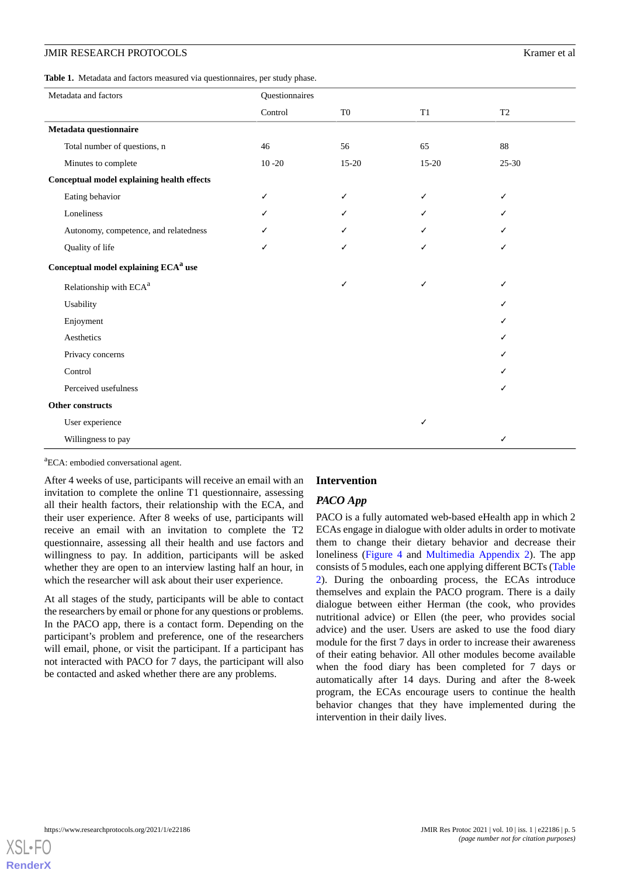**Table 1.** Metadata and factors measured via questionnaires, per study phase.

| Metadata and factors | Questionnaires | | | |
|---|---|---|---|---|
| | Control | T0 | T1 | T2 |
| **Metadata questionnaire** | | | | |
| Total number of questions, n | 46 | 56 | 65 | 88 |
| Minutes to complete | 10 -20 | 15-20 | 15-20 | 25-30 |
| **Conceptual model explaining health effects** | | | | |
| Eating behavior | ✓ | ✓ | ✓ | ✓ |
| Loneliness | ✓ | ✓ | ✓ | ✓ |
| Autonomy, competence, and relatedness | ✓ | ✓ | ✓ | ✓ |
| Quality of life | ✓ | ✓ | ✓ | ✓ |
| **Conceptual model explaining ECA[a] use** | | | | |
| Relationship with ECA[a] | | ✓ | ✓ | ✓ |
| Usability | | | | ✓ |
| Enjoyment | | | | ✓ |
| Aesthetics | | | | ✓ |
| Privacy concerns | | | | ✓ |
| Control | | | | ✓ |
| Perceived usefulness | | | | ✓ |
| **Other constructs** | | | | |
| User experience | | | ✓ | |
| Willingness to pay | | | | ✓ |

[a]ECA: embodied conversational agent.

After 4 weeks of use, participants will receive an email with an invitation to complete the online T1 questionnaire, assessing all their health factors, their relationship with the ECA, and their user experience. After 8 weeks of use, participants will receive an email with an invitation to complete the T2 questionnaire, assessing all their health and use factors and willingness to pay. In addition, participants will be asked whether they are open to an interview lasting half an hour, in which the researcher will ask about their user experience.

At all stages of the study, participants will be able to contact the researchers by email or phone for any questions or problems. In the PACO app, there is a contact form. Depending on the participant's problem and preference, one of the researchers will email, phone, or visit the participant. If a participant has not interacted with PACO for 7 days, the participant will also be contacted and asked whether there are any problems.

## Intervention

### *PACO App*

PACO is a fully automated web-based eHealth app in which 2 ECAs engage in dialogue with older adults in order to motivate them to change their dietary behavior and decrease their loneliness (Figure 4 and Multimedia Appendix 2). The app consists of 5 modules, each one applying different BCTs (Table 2). During the onboarding process, the ECAs introduce themselves and explain the PACO program. There is a daily dialogue between either Herman (the cook, who provides nutritional advice) or Ellen (the peer, who provides social advice) and the user. Users are asked to use the food diary module for the first 7 days in order to increase their awareness of their eating behavior. All other modules become available when the food diary has been completed for 7 days or automatically after 14 days. During and after the 8-week program, the ECAs encourage users to continue the health behavior changes that they have implemented during the intervention in their daily lives.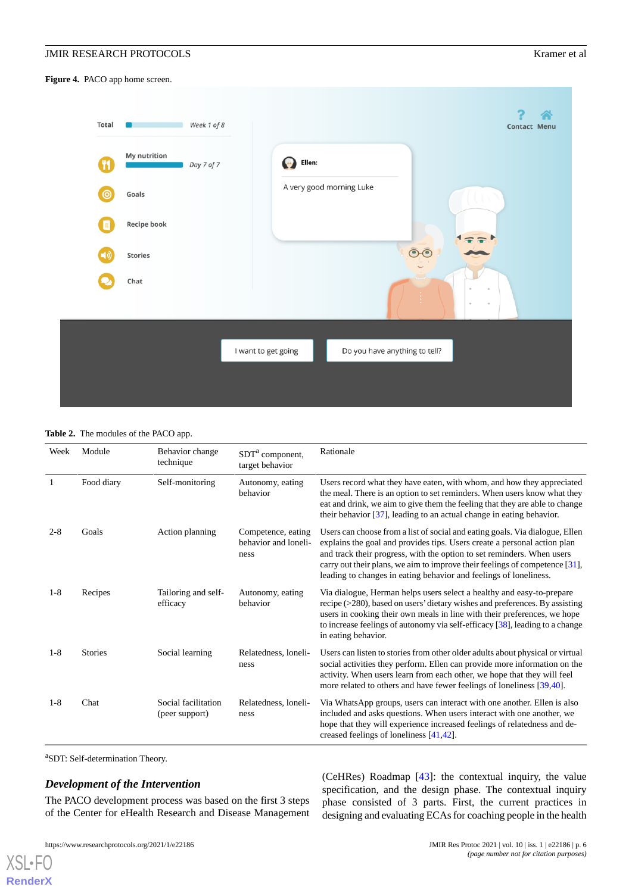**Figure 4.** PACO app home screen.

**Table 2.** The modules of the PACO app.

| Week | Module | Behavior change technique | SDT[a] component, target behavior | Rationale |
| --- | --- | --- | --- | --- |
| 1 | Food diary | Self-monitoring | Autonomy, eating behavior | Users record what they have eaten, with whom, and how they appreciated the meal. There is an option to set reminders. When users know what they eat and drink, we aim to give them the feeling that they are able to change their behavior [37], leading to an actual change in eating behavior. |
| 2-8 | Goals | Action planning | Competence, eating behavior and loneliness | Users can choose from a list of social and eating goals. Via dialogue, Ellen explains the goal and provides tips. Users create a personal action plan and track their progress, with the option to set reminders. When users carry out their plans, we aim to improve their feelings of competence [31], leading to changes in eating behavior and feelings of loneliness. |
| 1-8 | Recipes | Tailoring and self-efficacy | Autonomy, eating behavior | Via dialogue, Herman helps users select a healthy and easy-to-prepare recipe (>280), based on users' dietary wishes and preferences. By assisting users in cooking their own meals in line with their preferences, we hope to increase feelings of autonomy via self-efficacy [38], leading to a change in eating behavior. |
| 1-8 | Stories | Social learning | Relatedness, loneliness | Users can listen to stories from other older adults about physical or virtual social activities they perform. Ellen can provide more information on the activity. When users learn from each other, we hope that they will feel more related to others and have fewer feelings of loneliness [39,40]. |
| 1-8 | Chat | Social facilitation (peer support) | Relatedness, loneliness | Via WhatsApp groups, users can interact with one another. Ellen is also included and asks questions. When users interact with one another, we hope that they will experience increased feelings of relatedness and decreased feelings of loneliness [41,42]. |

[a]SDT: Self-determination Theory.

### *Development of the Intervention*

The PACO development process was based on the first 3 steps of the Center for eHealth Research and Disease Management (CeHRes) Roadmap [43]: the contextual inquiry, the value specification, and the design phase. The contextual inquiry phase consisted of 3 parts. First, the current practices in designing and evaluating ECAs for coaching people in the health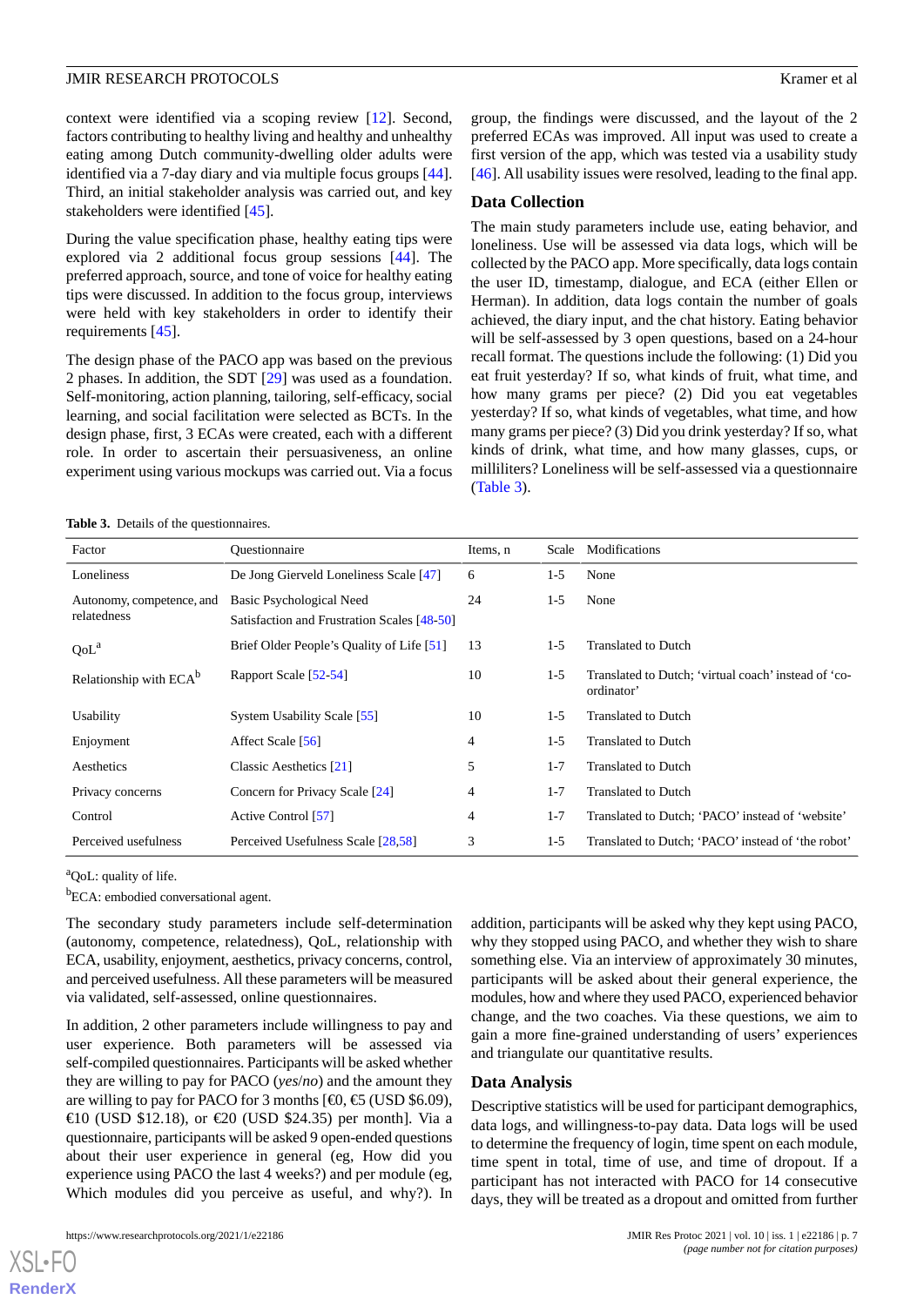context were identified via a scoping review [12]. Second, factors contributing to healthy living and healthy and unhealthy eating among Dutch community-dwelling older adults were identified via a 7-day diary and via multiple focus groups [44]. Third, an initial stakeholder analysis was carried out, and key stakeholders were identified [45].

During the value specification phase, healthy eating tips were explored via 2 additional focus group sessions [44]. The preferred approach, source, and tone of voice for healthy eating tips were discussed. In addition to the focus group, interviews were held with key stakeholders in order to identify their requirements [45].

The design phase of the PACO app was based on the previous 2 phases. In addition, the SDT [29] was used as a foundation. Self-monitoring, action planning, tailoring, self-efficacy, social learning, and social facilitation were selected as BCTs. In the design phase, first, 3 ECAs were created, each with a different role. In order to ascertain their persuasiveness, an online experiment using various mockups was carried out. Via a focus group, the findings were discussed, and the layout of the 2 preferred ECAs was improved. All input was used to create a first version of the app, which was tested via a usability study [46]. All usability issues were resolved, leading to the final app.

## Data Collection

The main study parameters include use, eating behavior, and loneliness. Use will be assessed via data logs, which will be collected by the PACO app. More specifically, data logs contain the user ID, timestamp, dialogue, and ECA (either Ellen or Herman). In addition, data logs contain the number of goals achieved, the diary input, and the chat history. Eating behavior will be self-assessed by 3 open questions, based on a 24-hour recall format. The questions include the following: (1) Did you eat fruit yesterday? If so, what kinds of fruit, what time, and how many grams per piece? (2) Did you eat vegetables yesterday? If so, what kinds of vegetables, what time, and how many grams per piece? (3) Did you drink yesterday? If so, what kinds of drink, what time, and how many glasses, cups, or milliliters? Loneliness will be self-assessed via a questionnaire (Table 3).

**Table 3.** Details of the questionnaires.

| Factor | Questionnaire | Items, n | Scale | Modifications |
|---|---|---|---|---|
| Loneliness | De Jong Gierveld Loneliness Scale [47] | 6 | 1-5 | None |
| Autonomy, competence, and relatedness | Basic Psychological Need Satisfaction and Frustration Scales [48-50] | 24 | 1-5 | None |
| QoL[a] | Brief Older People's Quality of Life [51] | 13 | 1-5 | Translated to Dutch |
| Relationship with ECA[b] | Rapport Scale [52-54] | 10 | 1-5 | Translated to Dutch; 'virtual coach' instead of 'co-ordinator' |
| Usability | System Usability Scale [55] | 10 | 1-5 | Translated to Dutch |
| Enjoyment | Affect Scale [56] | 4 | 1-5 | Translated to Dutch |
| Aesthetics | Classic Aesthetics [21] | 5 | 1-7 | Translated to Dutch |
| Privacy concerns | Concern for Privacy Scale [24] | 4 | 1-7 | Translated to Dutch |
| Control | Active Control [57] | 4 | 1-7 | Translated to Dutch; 'PACO' instead of 'website' |
| Perceived usefulness | Perceived Usefulness Scale [28,58] | 3 | 1-5 | Translated to Dutch; 'PACO' instead of 'the robot' |

[a]QoL: quality of life.

[b]ECA: embodied conversational agent.

The secondary study parameters include self-determination (autonomy, competence, relatedness), QoL, relationship with ECA, usability, enjoyment, aesthetics, privacy concerns, control, and perceived usefulness. All these parameters will be measured via validated, self-assessed, online questionnaires.

In addition, 2 other parameters include willingness to pay and user experience. Both parameters will be assessed via self-compiled questionnaires. Participants will be asked whether they are willing to pay for PACO (*yes*/*no*) and the amount they are willing to pay for PACO for 3 months [€0, €5 (USD $6.09), €10 (USD $12.18), or €20 (USD $24.35) per month]. Via a questionnaire, participants will be asked 9 open-ended questions about their user experience in general (eg, How did you experience using PACO the last 4 weeks?) and per module (eg, Which modules did you perceive as useful, and why?). In addition, participants will be asked why they kept using PACO, why they stopped using PACO, and whether they wish to share something else. Via an interview of approximately 30 minutes, participants will be asked about their general experience, the modules, how and where they used PACO, experienced behavior change, and the two coaches. Via these questions, we aim to gain a more fine-grained understanding of users' experiences and triangulate our quantitative results.

## Data Analysis

Descriptive statistics will be used for participant demographics, data logs, and willingness-to-pay data. Data logs will be used to determine the frequency of login, time spent on each module, time spent in total, time of use, and time of dropout. If a participant has not interacted with PACO for 14 consecutive days, they will be treated as a dropout and omitted from further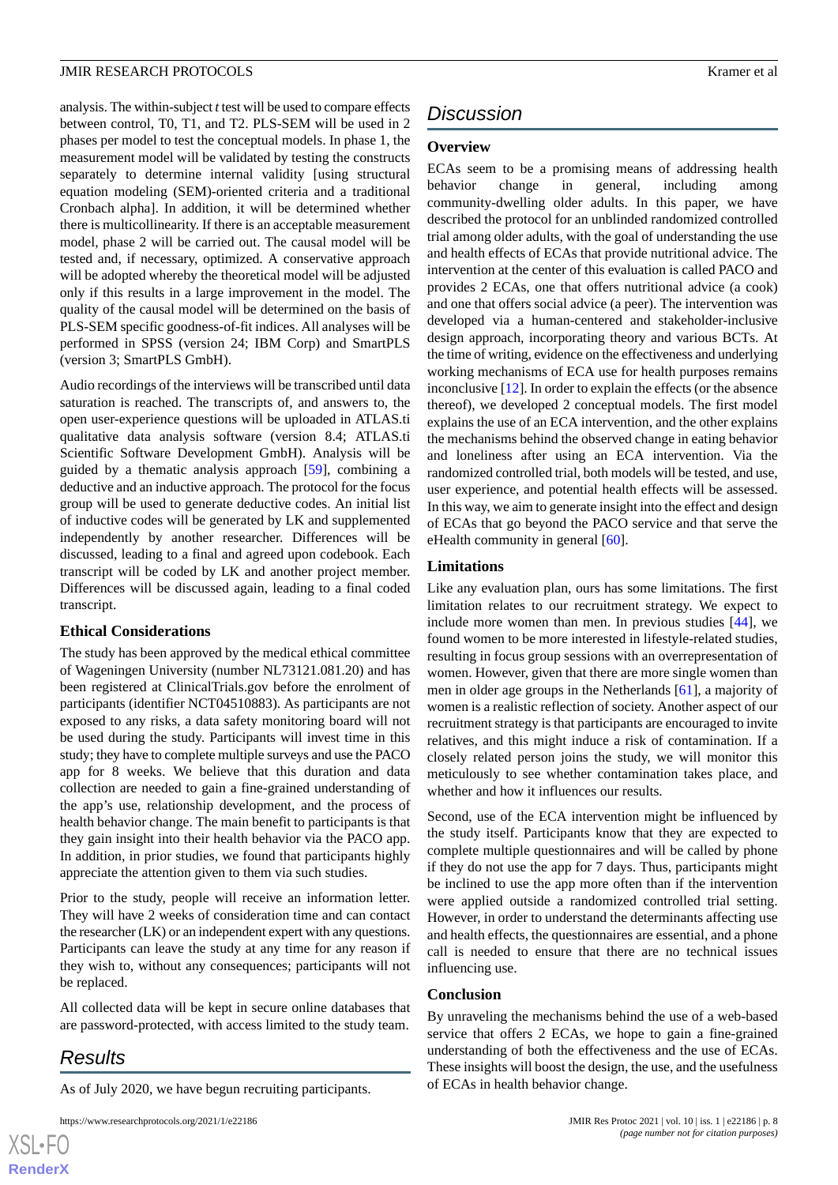analysis. The within-subject *t* test will be used to compare effects between control, T0, T1, and T2. PLS-SEM will be used in 2 phases per model to test the conceptual models. In phase 1, the measurement model will be validated by testing the constructs separately to determine internal validity [using structural equation modeling (SEM)-oriented criteria and a traditional Cronbach alpha]. In addition, it will be determined whether there is multicollinearity. If there is an acceptable measurement model, phase 2 will be carried out. The causal model will be tested and, if necessary, optimized. A conservative approach will be adopted whereby the theoretical model will be adjusted only if this results in a large improvement in the model. The quality of the causal model will be determined on the basis of PLS-SEM specific goodness-of-fit indices. All analyses will be performed in SPSS (version 24; IBM Corp) and SmartPLS (version 3; SmartPLS GmbH).

Audio recordings of the interviews will be transcribed until data saturation is reached. The transcripts of, and answers to, the open user-experience questions will be uploaded in ATLAS.ti qualitative data analysis software (version 8.4; ATLAS.ti Scientific Software Development GmbH). Analysis will be guided by a thematic analysis approach [59], combining a deductive and an inductive approach. The protocol for the focus group will be used to generate deductive codes. An initial list of inductive codes will be generated by LK and supplemented independently by another researcher. Differences will be discussed, leading to a final and agreed upon codebook. Each transcript will be coded by LK and another project member. Differences will be discussed again, leading to a final coded transcript.

### Ethical Considerations

The study has been approved by the medical ethical committee of Wageningen University (number NL73121.081.20) and has been registered at ClinicalTrials.gov before the enrolment of participants (identifier NCT04510883). As participants are not exposed to any risks, a data safety monitoring board will not be used during the study. Participants will invest time in this study; they have to complete multiple surveys and use the PACO app for 8 weeks. We believe that this duration and data collection are needed to gain a fine-grained understanding of the app's use, relationship development, and the process of health behavior change. The main benefit to participants is that they gain insight into their health behavior via the PACO app. In addition, in prior studies, we found that participants highly appreciate the attention given to them via such studies.

Prior to the study, people will receive an information letter. They will have 2 weeks of consideration time and can contact the researcher (LK) or an independent expert with any questions. Participants can leave the study at any time for any reason if they wish to, without any consequences; participants will not be replaced.

All collected data will be kept in secure online databases that are password-protected, with access limited to the study team.

## Results

As of July 2020, we have begun recruiting participants.

## Discussion

### Overview

ECAs seem to be a promising means of addressing health behavior change in general, including among community-dwelling older adults. In this paper, we have described the protocol for an unblinded randomized controlled trial among older adults, with the goal of understanding the use and health effects of ECAs that provide nutritional advice. The intervention at the center of this evaluation is called PACO and provides 2 ECAs, one that offers nutritional advice (a cook) and one that offers social advice (a peer). The intervention was developed via a human-centered and stakeholder-inclusive design approach, incorporating theory and various BCTs. At the time of writing, evidence on the effectiveness and underlying working mechanisms of ECA use for health purposes remains inconclusive [12]. In order to explain the effects (or the absence thereof), we developed 2 conceptual models. The first model explains the use of an ECA intervention, and the other explains the mechanisms behind the observed change in eating behavior and loneliness after using an ECA intervention. Via the randomized controlled trial, both models will be tested, and use, user experience, and potential health effects will be assessed. In this way, we aim to generate insight into the effect and design of ECAs that go beyond the PACO service and that serve the eHealth community in general [60].

### Limitations

Like any evaluation plan, ours has some limitations. The first limitation relates to our recruitment strategy. We expect to include more women than men. In previous studies [44], we found women to be more interested in lifestyle-related studies, resulting in focus group sessions with an overrepresentation of women. However, given that there are more single women than men in older age groups in the Netherlands [61], a majority of women is a realistic reflection of society. Another aspect of our recruitment strategy is that participants are encouraged to invite relatives, and this might induce a risk of contamination. If a closely related person joins the study, we will monitor this meticulously to see whether contamination takes place, and whether and how it influences our results.

Second, use of the ECA intervention might be influenced by the study itself. Participants know that they are expected to complete multiple questionnaires and will be called by phone if they do not use the app for 7 days. Thus, participants might be inclined to use the app more often than if the intervention were applied outside a randomized controlled trial setting. However, in order to understand the determinants affecting use and health effects, the questionnaires are essential, and a phone call is needed to ensure that there are no technical issues influencing use.

### Conclusion

By unraveling the mechanisms behind the use of a web-based service that offers 2 ECAs, we hope to gain a fine-grained understanding of both the effectiveness and the use of ECAs. These insights will boost the design, the use, and the usefulness of ECAs in health behavior change.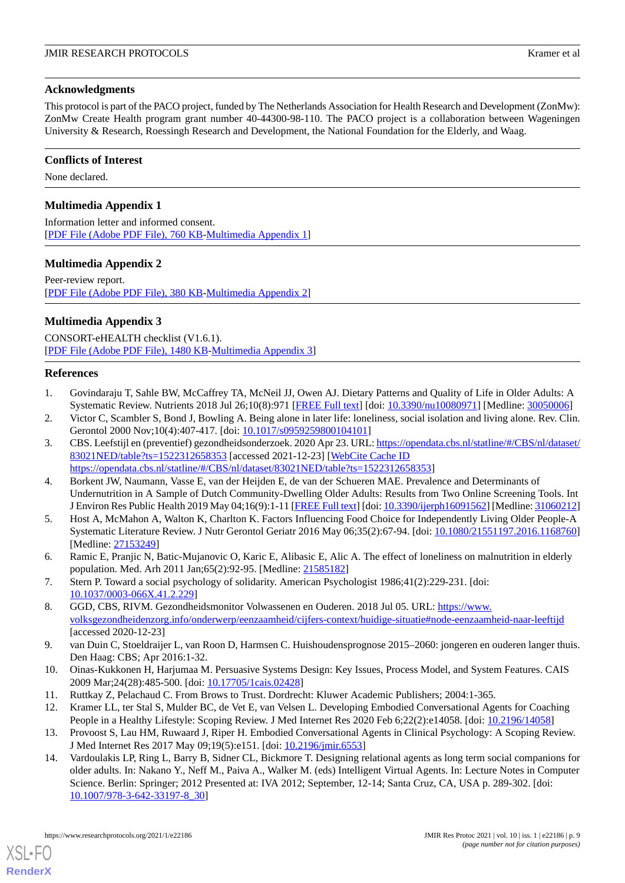## Acknowledgments

This protocol is part of the PACO project, funded by The Netherlands Association for Health Research and Development (ZonMw): ZonMw Create Health program grant number 40-44300-98-110. The PACO project is a collaboration between Wageningen University & Research, Roessingh Research and Development, the National Foundation for the Elderly, and Waag.

## Conflicts of Interest

None declared.

## Multimedia Appendix 1

Information letter and informed consent.
[PDF File (Adobe PDF File), 760 KB-Multimedia Appendix 1]

## Multimedia Appendix 2

Peer-review report.
[PDF File (Adobe PDF File), 380 KB-Multimedia Appendix 2]

## Multimedia Appendix 3

CONSORT-eHEALTH checklist (V1.6.1).
[PDF File (Adobe PDF File), 1480 KB-Multimedia Appendix 3]

## References

1. Govindaraju T, Sahle BW, McCaffrey TA, McNeil JJ, Owen AJ. Dietary Patterns and Quality of Life in Older Adults: A Systematic Review. Nutrients 2018 Jul 26;10(8):971 [FREE Full text] [doi: 10.3390/nu10080971] [Medline: 30050006]
2. Victor C, Scambler S, Bond J, Bowling A. Being alone in later life: loneliness, social isolation and living alone. Rev. Clin. Gerontol 2000 Nov;10(4):407-417. [doi: 10.1017/s0959259800104101]
3. CBS. Leefstijl en (preventief) gezondheidsonderzoek. 2020 Apr 23. URL: https://opendata.cbs.nl/statline/#/CBS/nl/dataset/83021NED/table?ts=1522312658353 [accessed 2021-12-23] [WebCite Cache ID https://opendata.cbs.nl/statline/#/CBS/nl/dataset/83021NED/table?ts=1522312658353]
4. Borkent JW, Naumann, Vasse E, van der Heijden E, de van der Schueren MAE. Prevalence and Determinants of Undernutrition in A Sample of Dutch Community-Dwelling Older Adults: Results from Two Online Screening Tools. Int J Environ Res Public Health 2019 May 04;16(9):1-11 [FREE Full text] [doi: 10.3390/ijerph16091562] [Medline: 31060212]
5. Host A, McMahon A, Walton K, Charlton K. Factors Influencing Food Choice for Independently Living Older People-A Systematic Literature Review. J Nutr Gerontol Geriatr 2016 May 06;35(2):67-94. [doi: 10.1080/21551197.2016.1168760] [Medline: 27153249]
6. Ramic E, Pranjic N, Batic-Mujanovic O, Karic E, Alibasic E, Alic A. The effect of loneliness on malnutrition in elderly population. Med. Arh 2011 Jan;65(2):92-95. [Medline: 21585182]
7. Stern P. Toward a social psychology of solidarity. American Psychologist 1986;41(2):229-231. [doi: 10.1037/0003-066X.41.2.229]
8. GGD, CBS, RIVM. Gezondheidsmonitor Volwassenen en Ouderen. 2018 Jul 05. URL: https://www.volksgezondheidenzorg.info/onderwerp/eenzaamheid/cijfers-context/huidige-situatie#node-eenzaamheid-naar-leeftijd [accessed 2020-12-23]
9. van Duin C, Stoeldraijer L, van Roon D, Harmsen C. Huishoudensprognose 2015–2060: jongeren en ouderen langer thuis. Den Haag: CBS; Apr 2016:1-32.
10. Oinas-Kukkonen H, Harjumaa M. Persuasive Systems Design: Key Issues, Process Model, and System Features. CAIS 2009 Mar;24(28):485-500. [doi: 10.17705/1cais.02428]
11. Ruttkay Z, Pelachaud C. From Brows to Trust. Dordrecht: Kluwer Academic Publishers; 2004:1-365.
12. Kramer LL, ter Stal S, Mulder BC, de Vet E, van Velsen L. Developing Embodied Conversational Agents for Coaching People in a Healthy Lifestyle: Scoping Review. J Med Internet Res 2020 Feb 6;22(2):e14058. [doi: 10.2196/14058]
13. Provoost S, Lau HM, Ruwaard J, Riper H. Embodied Conversational Agents in Clinical Psychology: A Scoping Review. J Med Internet Res 2017 May 09;19(5):e151. [doi: 10.2196/jmir.6553]
14. Vardoulakis LP, Ring L, Barry B, Sidner CL, Bickmore T. Designing relational agents as long term social companions for older adults. In: Nakano Y., Neff M., Paiva A., Walker M. (eds) Intelligent Virtual Agents. In: Lecture Notes in Computer Science. Berlin: Springer; 2012 Presented at: IVA 2012; September, 12-14; Santa Cruz, CA, USA p. 289-302. [doi: 10.1007/978-3-642-33197-8_30]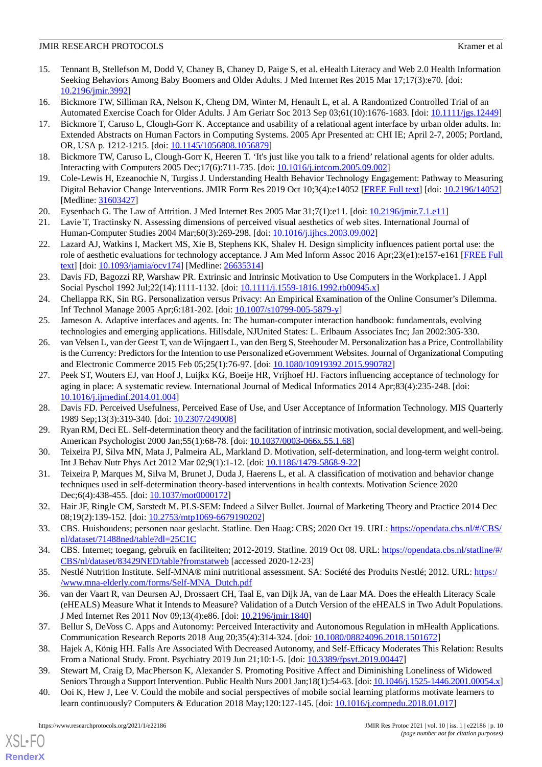15. Tennant B, Stellefson M, Dodd V, Chaney B, Chaney D, Paige S, et al. eHealth Literacy and Web 2.0 Health Information Seeking Behaviors Among Baby Boomers and Older Adults. J Med Internet Res 2015 Mar 17;17(3):e70. [doi: 10.2196/jmir.3992]
16. Bickmore TW, Silliman RA, Nelson K, Cheng DM, Winter M, Henault L, et al. A Randomized Controlled Trial of an Automated Exercise Coach for Older Adults. J Am Geriatr Soc 2013 Sep 03;61(10):1676-1683. [doi: 10.1111/jgs.12449]
17. Bickmore T, Caruso L, Clough-Gorr K. Acceptance and usability of a relational agent interface by urban older adults. In: Extended Abstracts on Human Factors in Computing Systems. 2005 Apr Presented at: CHI IE; April 2-7, 2005; Portland, OR, USA p. 1212-1215. [doi: 10.1145/1056808.1056879]
18. Bickmore TW, Caruso L, Clough-Gorr K, Heeren T. 'It's just like you talk to a friend' relational agents for older adults. Interacting with Computers 2005 Dec;17(6):711-735. [doi: 10.1016/j.intcom.2005.09.002]
19. Cole-Lewis H, Ezeanochie N, Turgiss J. Understanding Health Behavior Technology Engagement: Pathway to Measuring Digital Behavior Change Interventions. JMIR Form Res 2019 Oct 10;3(4):e14052 [FREE Full text] [doi: 10.2196/14052] [Medline: 31603427]
20. Eysenbach G. The Law of Attrition. J Med Internet Res 2005 Mar 31;7(1):e11. [doi: 10.2196/jmir.7.1.e11]
21. Lavie T, Tractinsky N. Assessing dimensions of perceived visual aesthetics of web sites. International Journal of Human-Computer Studies 2004 Mar;60(3):269-298. [doi: 10.1016/j.ijhcs.2003.09.002]
22. Lazard AJ, Watkins I, Mackert MS, Xie B, Stephens KK, Shalev H. Design simplicity influences patient portal use: the role of aesthetic evaluations for technology acceptance. J Am Med Inform Assoc 2016 Apr;23(e1):e157-e161 [FREE Full text] [doi: 10.1093/jamia/ocv174] [Medline: 26635314]
23. Davis FD, Bagozzi RP, Warshaw PR. Extrinsic and Intrinsic Motivation to Use Computers in the Workplace1. J Appl Social Pyschol 1992 Jul;22(14):1111-1132. [doi: 10.1111/j.1559-1816.1992.tb00945.x]
24. Chellappa RK, Sin RG. Personalization versus Privacy: An Empirical Examination of the Online Consumer's Dilemma. Inf Technol Manage 2005 Apr;6:181-202. [doi: 10.1007/s10799-005-5879-y]
25. Jameson A. Adaptive interfaces and agents. In: The human-computer interaction handbook: fundamentals, evolving technologies and emerging applications. Hillsdale, NJUnited States: L. Erlbaum Associates Inc; Jan 2002:305-330.
26. van Velsen L, van der Geest T, van de Wijngaert L, van den Berg S, Steehouder M. Personalization has a Price, Controllability is the Currency: Predictors for the Intention to use Personalized eGovernment Websites. Journal of Organizational Computing and Electronic Commerce 2015 Feb 05;25(1):76-97. [doi: 10.1080/10919392.2015.990782]
27. Peek ST, Wouters EJ, van Hoof J, Luijkx KG, Boeije HR, Vrijhoef HJ. Factors influencing acceptance of technology for aging in place: A systematic review. International Journal of Medical Informatics 2014 Apr;83(4):235-248. [doi: 10.1016/j.ijmedinf.2014.01.004]
28. Davis FD. Perceived Usefulness, Perceived Ease of Use, and User Acceptance of Information Technology. MIS Quarterly 1989 Sep;13(3):319-340. [doi: 10.2307/249008]
29. Ryan RM, Deci EL. Self-determination theory and the facilitation of intrinsic motivation, social development, and well-being. American Psychologist 2000 Jan;55(1):68-78. [doi: 10.1037/0003-066x.55.1.68]
30. Teixeira PJ, Silva MN, Mata J, Palmeira AL, Markland D. Motivation, self-determination, and long-term weight control. Int J Behav Nutr Phys Act 2012 Mar 02;9(1):1-12. [doi: 10.1186/1479-5868-9-22]
31. Teixeira P, Marques M, Silva M, Brunet J, Duda J, Haerens L, et al. A classification of motivation and behavior change techniques used in self-determination theory-based interventions in health contexts. Motivation Science 2020 Dec;6(4):438-455. [doi: 10.1037/mot0000172]
32. Hair JF, Ringle CM, Sarstedt M. PLS-SEM: Indeed a Silver Bullet. Journal of Marketing Theory and Practice 2014 Dec 08;19(2):139-152. [doi: 10.2753/mtp1069-6679190202]
33. CBS. Huishoudens; personen naar geslacht. Statline. Den Haag: CBS; 2020 Oct 19. URL: https://opendata.cbs.nl/#/CBS/nl/dataset/71488ned/table?dl=25C1C
34. CBS. Internet; toegang, gebruik en faciliteiten; 2012-2019. Statline. 2019 Oct 08. URL: https://opendata.cbs.nl/statline/#/CBS/nl/dataset/83429NED/table?fromstatweb [accessed 2020-12-23]
35. Nestlé Nutrition Institute. Self-MNA® mini nutritional assessment. SA: Société des Produits Nestlé; 2012. URL: https://www.mna-elderly.com/forms/Self-MNA_Dutch.pdf
36. van der Vaart R, van Deursen AJ, Drossaert CH, Taal E, van Dijk JA, van de Laar MA. Does the eHealth Literacy Scale (eHEALS) Measure What it Intends to Measure? Validation of a Dutch Version of the eHEALS in Two Adult Populations. J Med Internet Res 2011 Nov 09;13(4):e86. [doi: 10.2196/jmir.1840]
37. Bellur S, DeVoss C. Apps and Autonomy: Perceived Interactivity and Autonomous Regulation in mHealth Applications. Communication Research Reports 2018 Aug 20;35(4):314-324. [doi: 10.1080/08824096.2018.1501672]
38. Hajek A, König HH. Falls Are Associated With Decreased Autonomy, and Self-Efficacy Moderates This Relation: Results From a National Study. Front. Psychiatry 2019 Jun 21;10:1-5. [doi: 10.3389/fpsyt.2019.00447]
39. Stewart M, Craig D, MacPherson K, Alexander S. Promoting Positive Affect and Diminishing Loneliness of Widowed Seniors Through a Support Intervention. Public Health Nurs 2001 Jan;18(1):54-63. [doi: 10.1046/j.1525-1446.2001.00054.x]
40. Ooi K, Hew J, Lee V. Could the mobile and social perspectives of mobile social learning platforms motivate learners to learn continuously? Computers & Education 2018 May;120:127-145. [doi: 10.1016/j.compedu.2018.01.017]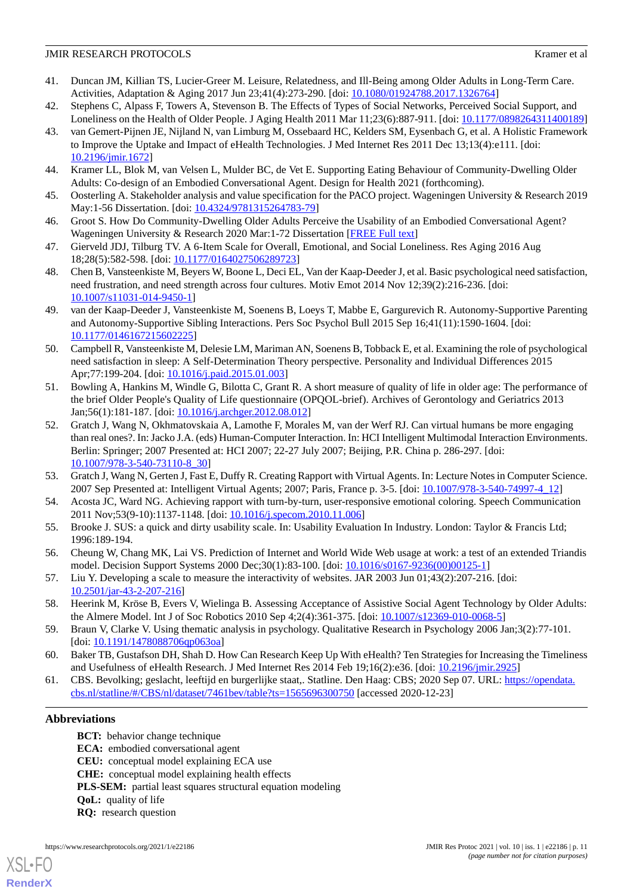41. Duncan JM, Killian TS, Lucier-Greer M. Leisure, Relatedness, and Ill-Being among Older Adults in Long-Term Care. Activities, Adaptation & Aging 2017 Jun 23;41(4):273-290. [doi: 10.1080/01924788.2017.1326764]
42. Stephens C, Alpass F, Towers A, Stevenson B. The Effects of Types of Social Networks, Perceived Social Support, and Loneliness on the Health of Older People. J Aging Health 2011 Mar 11;23(6):887-911. [doi: 10.1177/0898264311400189]
43. van Gemert-Pijnen JE, Nijland N, van Limburg M, Ossebaard HC, Kelders SM, Eysenbach G, et al. A Holistic Framework to Improve the Uptake and Impact of eHealth Technologies. J Med Internet Res 2011 Dec 13;13(4):e111. [doi: 10.2196/jmir.1672]
44. Kramer LL, Blok M, van Velsen L, Mulder BC, de Vet E. Supporting Eating Behaviour of Community-Dwelling Older Adults: Co-design of an Embodied Conversational Agent. Design for Health 2021 (forthcoming).
45. Oosterling A. Stakeholder analysis and value specification for the PACO project. Wageningen University & Research 2019 May:1-56 Dissertation. [doi: 10.4324/9781315264783-79]
46. Groot S. How Do Community-Dwelling Older Adults Perceive the Usability of an Embodied Conversational Agent? Wageningen University & Research 2020 Mar:1-72 Dissertation [FREE Full text]
47. Gierveld JDJ, Tilburg TV. A 6-Item Scale for Overall, Emotional, and Social Loneliness. Res Aging 2016 Aug 18;28(5):582-598. [doi: 10.1177/0164027506289723]
48. Chen B, Vansteenkiste M, Beyers W, Boone L, Deci EL, Van der Kaap-Deeder J, et al. Basic psychological need satisfaction, need frustration, and need strength across four cultures. Motiv Emot 2014 Nov 12;39(2):216-236. [doi: 10.1007/s11031-014-9450-1]
49. van der Kaap-Deeder J, Vansteenkiste M, Soenens B, Loeys T, Mabbe E, Gargurevich R. Autonomy-Supportive Parenting and Autonomy-Supportive Sibling Interactions. Pers Soc Psychol Bull 2015 Sep 16;41(11):1590-1604. [doi: 10.1177/0146167215602225]
50. Campbell R, Vansteenkiste M, Delesie LM, Mariman AN, Soenens B, Tobback E, et al. Examining the role of psychological need satisfaction in sleep: A Self-Determination Theory perspective. Personality and Individual Differences 2015 Apr;77:199-204. [doi: 10.1016/j.paid.2015.01.003]
51. Bowling A, Hankins M, Windle G, Bilotta C, Grant R. A short measure of quality of life in older age: The performance of the brief Older People's Quality of Life questionnaire (OPQOL-brief). Archives of Gerontology and Geriatrics 2013 Jan;56(1):181-187. [doi: 10.1016/j.archger.2012.08.012]
52. Gratch J, Wang N, Okhmatovskaia A, Lamothe F, Morales M, van der Werf RJ. Can virtual humans be more engaging than real ones?. In: Jacko J.A. (eds) Human-Computer Interaction. In: HCI Intelligent Multimodal Interaction Environments. Berlin: Springer; 2007 Presented at: HCI 2007; 22-27 July 2007; Beijing, P.R. China p. 286-297. [doi: 10.1007/978-3-540-73110-8_30]
53. Gratch J, Wang N, Gerten J, Fast E, Duffy R. Creating Rapport with Virtual Agents. In: Lecture Notes in Computer Science. 2007 Sep Presented at: Intelligent Virtual Agents; 2007; Paris, France p. 3-5. [doi: 10.1007/978-3-540-74997-4_12]
54. Acosta JC, Ward NG. Achieving rapport with turn-by-turn, user-responsive emotional coloring. Speech Communication 2011 Nov;53(9-10):1137-1148. [doi: 10.1016/j.specom.2010.11.006]
55. Brooke J. SUS: a quick and dirty usability scale. In: Usability Evaluation In Industry. London: Taylor & Francis Ltd; 1996:189-194.
56. Cheung W, Chang MK, Lai VS. Prediction of Internet and World Wide Web usage at work: a test of an extended Triandis model. Decision Support Systems 2000 Dec;30(1):83-100. [doi: 10.1016/s0167-9236(00)00125-1]
57. Liu Y. Developing a scale to measure the interactivity of websites. JAR 2003 Jun 01;43(2):207-216. [doi: 10.2501/jar-43-2-207-216]
58. Heerink M, Kröse B, Evers V, Wielinga B. Assessing Acceptance of Assistive Social Agent Technology by Older Adults: the Almere Model. Int J of Soc Robotics 2010 Sep 4;2(4):361-375. [doi: 10.1007/s12369-010-0068-5]
59. Braun V, Clarke V. Using thematic analysis in psychology. Qualitative Research in Psychology 2006 Jan;3(2):77-101. [doi: 10.1191/1478088706qp063oa]
60. Baker TB, Gustafson DH, Shah D. How Can Research Keep Up With eHealth? Ten Strategies for Increasing the Timeliness and Usefulness of eHealth Research. J Med Internet Res 2014 Feb 19;16(2):e36. [doi: 10.2196/jmir.2925]
61. CBS. Bevolking; geslacht, leeftijd en burgerlijke staat,. Statline. Den Haag: CBS; 2020 Sep 07. URL: https://opendata.cbs.nl/statline/#/CBS/nl/dataset/7461bev/table?ts=1565696300750 [accessed 2020-12-23]

## Abbreviations

**BCT:** behavior change technique
**ECA:** embodied conversational agent
**CEU:** conceptual model explaining ECA use
**CHE:** conceptual model explaining health effects
**PLS-SEM:** partial least squares structural equation modeling
**QoL:** quality of life
**RQ:** research question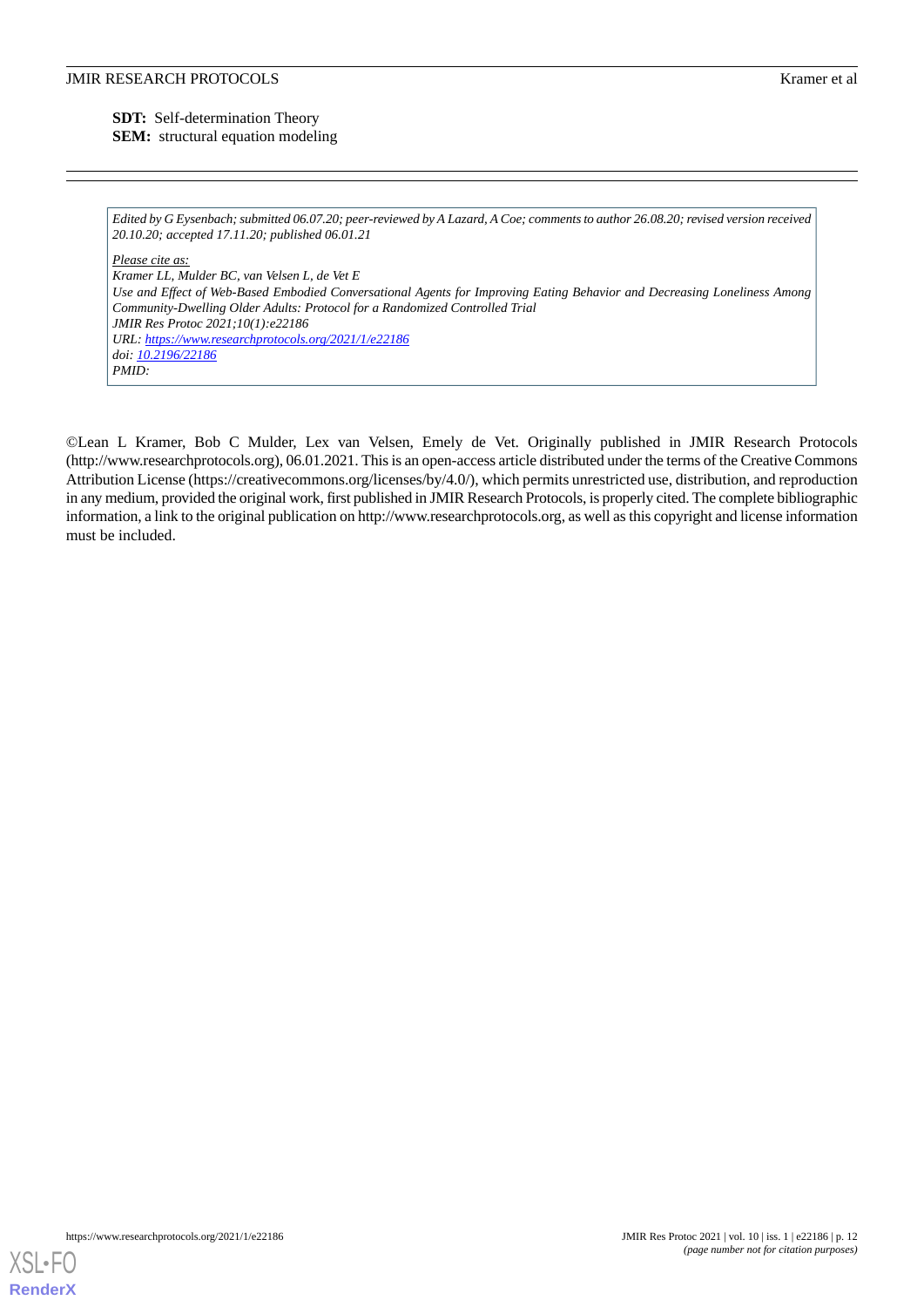**SDT:** Self-determination Theory
**SEM:** structural equation modeling

---

*Edited by G Eysenbach; submitted 06.07.20; peer-reviewed by A Lazard, A Coe; comments to author 26.08.20; revised version received 20.10.20; accepted 17.11.20; published 06.01.21*

*Please cite as:*
*Kramer LL, Mulder BC, van Velsen L, de Vet E*
*Use and Effect of Web-Based Embodied Conversational Agents for Improving Eating Behavior and Decreasing Loneliness Among Community-Dwelling Older Adults: Protocol for a Randomized Controlled Trial*
*JMIR Res Protoc 2021;10(1):e22186*
*URL: https://www.researchprotocols.org/2021/1/e22186*
*doi: 10.2196/22186*
*PMID:*

©Lean L Kramer, Bob C Mulder, Lex van Velsen, Emely de Vet. Originally published in JMIR Research Protocols (http://www.researchprotocols.org), 06.01.2021. This is an open-access article distributed under the terms of the Creative Commons Attribution License (https://creativecommons.org/licenses/by/4.0/), which permits unrestricted use, distribution, and reproduction in any medium, provided the original work, first published in JMIR Research Protocols, is properly cited. The complete bibliographic information, a link to the original publication on http://www.researchprotocols.org, as well as this copyright and license information must be included.